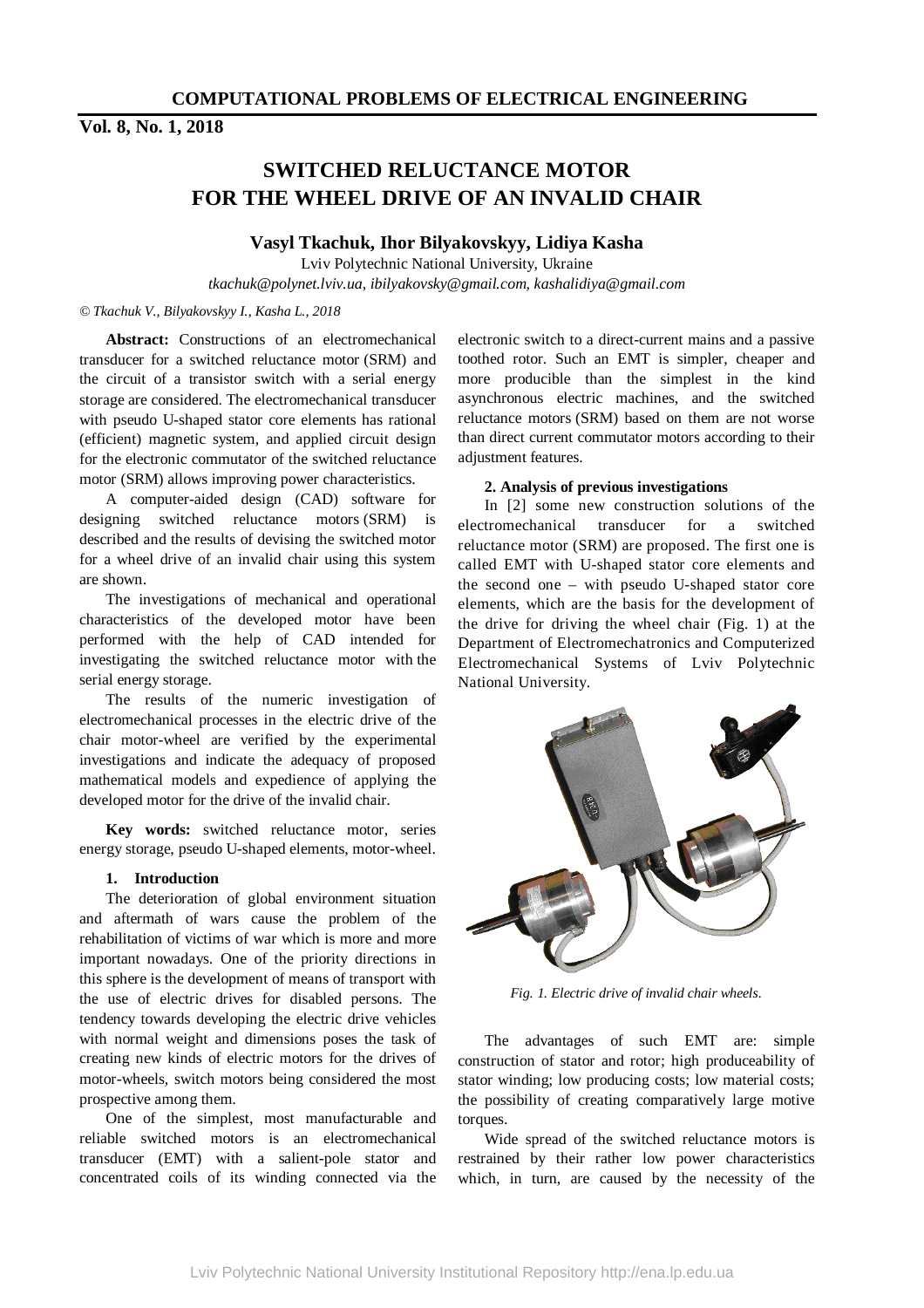# SWITCHED RELUCTANCE MOTOR FOR THE WHEEL DRIVE OF AN INVALID CHAIR

**Vasyl Tkachuk, Ihor Bilyakovskyy, Lidiya Kasha**

Lviv Polytechnic National University, Ukraine

*tkachuk@polynet.lviv.ua, ibilyakovsky@gmail.com, kashalidiya@gmail.com*

*© Tkachuk V., Bilyakovskyy I., Kasha L., 2018*

**Abstract:** Constructions of an electromechanical transducer for a switched reluctance motor (SRM) and the circuit of a transistor switch with a serial energy storage are considered. The electromechanical transducer with pseudo U-shaped stator core elements has rational (efficient) magnetic system, and applied circuit design for the electronic commutator of the switched reluctance motor (SRM) allows improving power characteristics.

A computer-aided design (CAD) software for designing switched reluctance motors (SRM) is described and the results of devising the switched motor for a wheel drive of an invalid chair using this system are shown.

The investigations of mechanical and operational characteristics of the developed motor have been performed with the help of CAD intended for investigating the switched reluctance motor with the serial energy storage.

The results of the numeric investigation of electromechanical processes in the electric drive of the chair motor-wheel are verified by the experimental investigations and indicate the adequacy of proposed mathematical models and expedience of applying the developed motor for the drive of the invalid chair.

**Key words:** switched reluctance motor, series energy storage, pseudo U-shaped elements, motor-wheel.

## 1. Introduction

The deterioration of global environment situation and aftermath of wars cause the problem of the rehabilitation of victims of war which is more and more important nowadays. One of the priority directions in this sphere is the development of means of transport with the use of electric drives for disabled persons. The tendency towards developing the electric drive vehicles with normal weight and dimensions poses the task of creating new kinds of electric motors for the drives of motor-wheels, switch motors being considered the most prospective among them.

One of the simplest, most manufacturable and reliable switched motors is an electromechanical transducer (EMT) with a salient-pole stator and concentrated coils of its winding connected via the electronic switch to a direct-current mains and a passive toothed rotor. Such an EMT is simpler, cheaper and more producible than the simplest in the kind asynchronous electric machines, and the switched reluctance motors (SRM) based on them are not worse than direct current commutator motors according to their adjustment features.

## 2. Analysis of previous investigations

In [2] some new construction solutions of the electromechanical transducer for a switched reluctance motor (SRM) are proposed. The first one is called EMT with U-shaped stator core elements and the second one – with pseudo U-shaped stator core elements, which are the basis for the development of the drive for driving the wheel chair (Fig. 1) at the Department of Electromechatronics and Computerized Electromechanical Systems of Lviv Polytechnic National University.

*Fig. 1. Electric drive of invalid chair wheels.*

The advantages of such EMT are: simple construction of stator and rotor; high produceability of stator winding; low producing costs; low material costs; the possibility of creating comparatively large motive torques.

Wide spread of the switched reluctance motors is restrained by their rather low power characteristics which, in turn, are caused by the necessity of the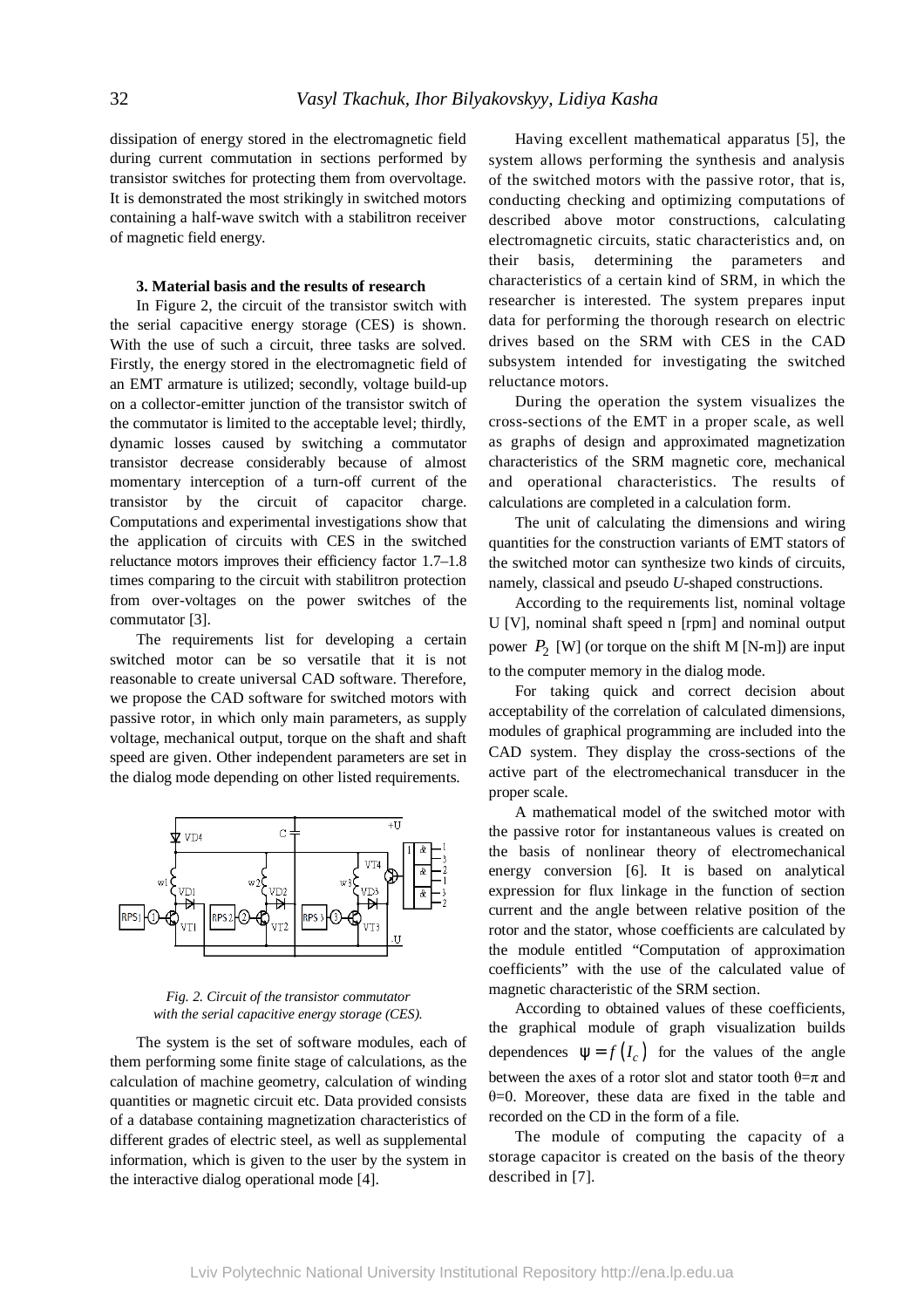dissipation of energy stored in the electromagnetic field during current commutation in sections performed by transistor switches for protecting them from overvoltage. It is demonstrated the most strikingly in switched motors containing a half-wave switch with a stabilitron receiver of magnetic field energy.

### 3. Material basis and the results of research

In Figure 2, the circuit of the transistor switch with the serial capacitive energy storage (CES) is shown. With the use of such a circuit, three tasks are solved. Firstly, the energy stored in the electromagnetic field of an EMT armature is utilized; secondly, voltage build-up on a collector-emitter junction of the transistor switch of the commutator is limited to the acceptable level; thirdly, dynamic losses caused by switching a commutator transistor decrease considerably because of almost momentary interception of a turn-off current of the transistor by the circuit of capacitor charge. Computations and experimental investigations show that the application of circuits with CES in the switched reluctance motors improves their efficiency factor 1.7–1.8 times comparing to the circuit with stabilitron protection from over-voltages on the power switches of the commutator [3].

The requirements list for developing a certain switched motor can be so versatile that it is not reasonable to create universal CAD software. Therefore, we propose the CAD software for switched motors with passive rotor, in which only main parameters, as supply voltage, mechanical output, torque on the shaft and shaft speed are given. Other independent parameters are set in the dialog mode depending on other listed requirements.

VD4 C +U w1 VD1 w2 VD2 w3 VD3 VT4 RPS1 1 VT1 RPS2 2 VT2 RPS3 3 VT3 -U 1 & & & 1 3 2 1 3 2

*Fig. 2. Circuit of the transistor commutator with the serial capacitive energy storage (CES).*

The system is the set of software modules, each of them performing some finite stage of calculations, as the calculation of machine geometry, calculation of winding quantities or magnetic circuit etc. Data provided consists of a database containing magnetization characteristics of different grades of electric steel, as well as supplemental information, which is given to the user by the system in the interactive dialog operational mode [4].

Having excellent mathematical apparatus [5], the system allows performing the synthesis and analysis of the switched motors with the passive rotor, that is, conducting checking and optimizing computations of described above motor constructions, calculating electromagnetic circuits, static characteristics and, on their basis, determining the parameters and characteristics of a certain kind of SRM, in which the researcher is interested. The system prepares input data for performing the thorough research on electric drives based on the SRM with CES in the CAD subsystem intended for investigating the switched reluctance motors.

During the operation the system visualizes the cross-sections of the EMT in a proper scale, as well as graphs of design and approximated magnetization characteristics of the SRM magnetic core, mechanical and operational characteristics. The results of calculations are completed in a calculation form.

The unit of calculating the dimensions and wiring quantities for the construction variants of EMT stators of the switched motor can synthesize two kinds of circuits, namely, classical and pseudo *U*-shaped constructions.

According to the requirements list, nominal voltage U [V], nominal shaft speed n [rpm] and nominal output power $P_2$ [W] (or torque on the shift M [N-m]) are input to the computer memory in the dialog mode.

For taking quick and correct decision about acceptability of the correlation of calculated dimensions, modules of graphical programming are included into the CAD system. They display the cross-sections of the active part of the electromechanical transducer in the proper scale.

A mathematical model of the switched motor with the passive rotor for instantaneous values is created on the basis of nonlinear theory of electromechanical energy conversion [6]. It is based on analytical expression for flux linkage in the function of section current and the angle between relative position of the rotor and the stator, whose coefficients are calculated by the module entitled "Computation of approximation coefficients" with the use of the calculated value of magnetic characteristic of the SRM section.

According to obtained values of these coefficients, the graphical module of graph visualization builds dependences $\psi = f\left(I_c\right)$ for the values of the angle between the axes of a rotor slot and stator tooth $\theta=\pi$ and $\theta=0$. Moreover, these data are fixed in the table and recorded on the CD in the form of a file.

The module of computing the capacity of a storage capacitor is created on the basis of the theory described in [7].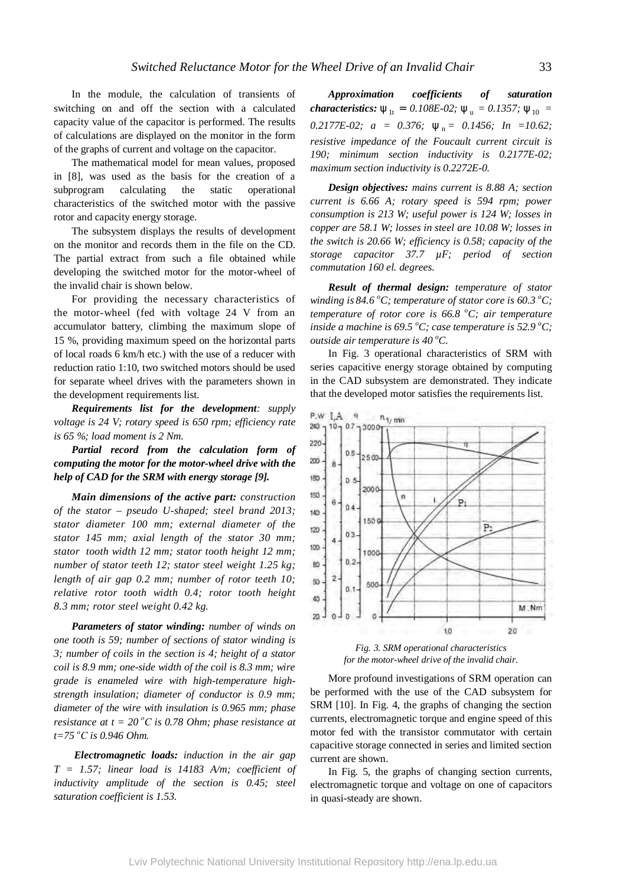In the module, the calculation of transients of switching on and off the section with a calculated capacity value of the capacitor is performed. The results of calculations are displayed on the monitor in the form of the graphs of current and voltage on the capacitor.

The mathematical model for mean values, proposed in [8], was used as the basis for the creation of a subprogram calculating the static operational characteristics of the switched motor with the passive rotor and capacity energy storage.

The subsystem displays the results of development on the monitor and records them in the file on the CD. The partial extract from such a file obtained while developing the switched motor for the motor-wheel of the invalid chair is shown below.

For providing the necessary characteristics of the motor-wheel (fed with voltage 24 V from an accumulator battery, climbing the maximum slope of 15 %, providing maximum speed on the horizontal parts of local roads 6 km/h etc.) with the use of a reducer with reduction ratio 1:10, two switched motors should be used for separate wheel drives with the parameters shown in the development requirements list.

***Requirements list for the development****: supply voltage is 24 V; rotary speed is 650 rpm; efficiency rate is 65 %; load moment is 2 Nm.*

***Partial record from the calculation form of computing the motor for the motor-wheel drive with the help of CAD for the SRM with energy storage [9].***

***Main dimensions of the active part:*** *construction of the stator – pseudo U-shaped; steel brand 2013; stator diameter 100 mm; external diameter of the stator 145 mm; axial length of the stator 30 mm; stator tooth width 12 mm; stator tooth height 12 mm; number of stator teeth 12; stator steel weight 1.25 kg; length of air gap 0.2 mm; number of rotor teeth 10; relative rotor tooth width 0.4; rotor tooth height 8.3 mm; rotor steel weight 0.42 kg.*

***Parameters of stator winding:*** *number of winds on one tooth is 59; number of sections of stator winding is 3; number of coils in the section is 4; height of a stator coil is 8.9 mm; one-side width of the coil is 8.3 mm; wire grade is enameled wire with high-temperature high-strength insulation; diameter of conductor is 0.9 mm; diameter of the wire with insulation is 0.965 mm; phase resistance at $t = 20\,^oC$ is 0.78 Ohm; phase resistance at $t=75\,^oC$ is 0.946 Ohm.*

***Electromagnetic loads:*** *induction in the air gap T = 1.57; linear load is 14183 A/m; coefficient of inductivity amplitude of the section is 0.45; steel saturation coefficient is 1.53.*

***Approximation coefficients of saturation characteristics:*** *$\psi_{1t}$ = 0.108E-02; $\psi_u$ = 0.1357; $\psi_{10}$ = 0.2177E-02; a = 0.376; $\psi_n$ = 0.1456; In =10.62; resistive impedance of the Foucault current circuit is 190; minimum section inductivity is 0.2177E-02; maximum section inductivity is 0.2272E-0.*

***Design objectives:*** *mains current is 8.88 A; section current is 6.66 A; rotary speed is 594 rpm; power consumption is 213 W; useful power is 124 W; losses in copper are 58.1 W; losses in steel are 10.08 W; losses in the switch is 20.66 W; efficiency is 0.58; capacity of the storage capacitor 37.7 μF; period of section commutation 160 el. degrees.*

***Result of thermal design:*** *temperature of stator winding is 84.6 $^oC$; temperature of stator core is 60.3 $^oC$; temperature of rotor core is 66.8 $^oC$; air temperature inside a machine is 69.5 $^oC$; case temperature is 52.9 $^oC$; outside air temperature is 40 $^oC$.*

In Fig. 3 operational characteristics of SRM with series capacitive energy storage obtained by computing in the CAD subsystem are demonstrated. They indicate that the developed motor satisfies the requirements list.

P,W I,A η n 1/min
240 10 0.7 3000
220 0.6 2500
200 8
180 0.5
160 2000
140 6 0.4
120 1500
100 4 0.3
80 0.2 1000
60 2
40 0.1 500
20 0 0 0
n I P1 P2 η
M,Nm
1.0 2.0

*Fig. 3. SRM operational characteristics for the motor-wheel drive of the invalid chair.*

More profound investigations of SRM operation can be performed with the use of the CAD subsystem for SRM [10]. In Fig. 4, the graphs of changing the section currents, electromagnetic torque and engine speed of this motor fed with the transistor commutator with certain capacitive storage connected in series and limited section current are shown.

In Fig. 5, the graphs of changing section currents, electromagnetic torque and voltage on one of capacitors in quasi-steady are shown.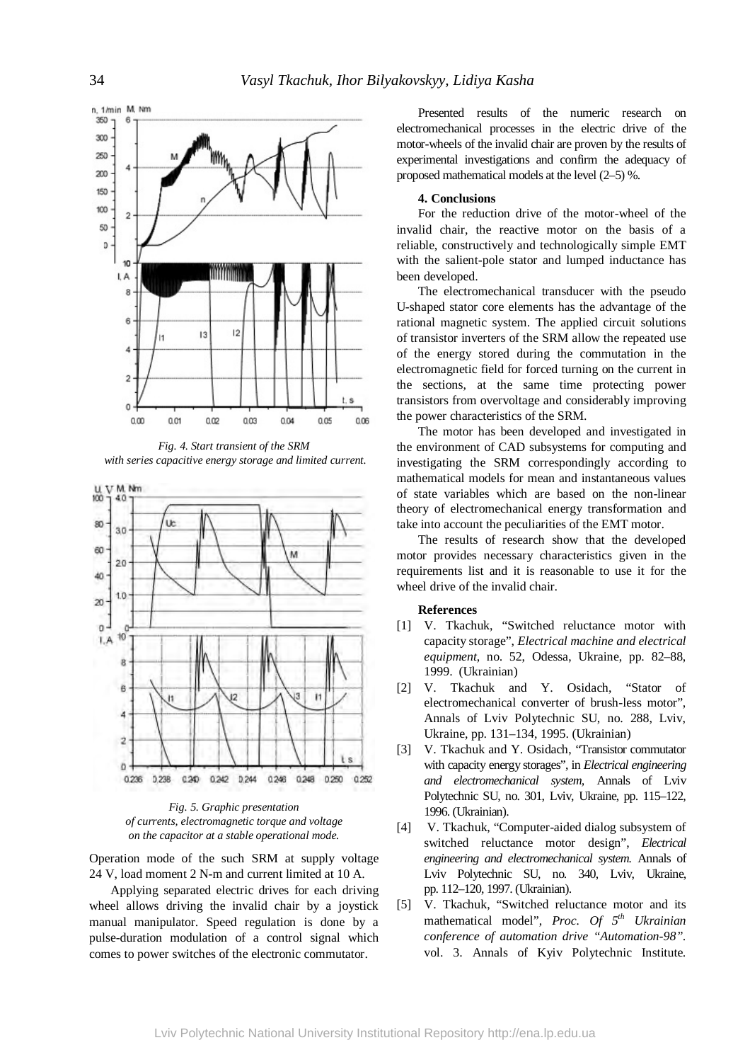n, 1/min M, Nm

350 6

300

250 M 4

200

150 n

100 2

50

0

10

I, A

8

6

4 I1 I3 I2

2

0 t, s

0.00 0.01 0.02 0.03 0.04 0.05 0.06

*Fig. 4. Start transient of the SRM with series capacitive energy storage and limited current.*

U, V M, Nm

100 4.0

80 3.0 Uc

60 2.0 M

40

20 1.0

0 0

I, A 10

8

6

4 I1 I2 I3 I1

2

0 t, s

0.236 0.238 0.240 0.242 0.244 0.246 0.248 0.250 0.252

*Fig. 5. Graphic presentation of currents, electromagnetic torque and voltage on the capacitor at a stable operational mode.*

Operation mode of the such SRM at supply voltage 24 V, load moment 2 N-m and current limited at 10 A.

Applying separated electric drives for each driving wheel allows driving the invalid chair by a joystick manual manipulator. Speed regulation is done by a pulse-duration modulation of a control signal which comes to power switches of the electronic commutator.

Presented results of the numeric research on electromechanical processes in the electric drive of the motor-wheels of the invalid chair are proven by the results of experimental investigations and confirm the adequacy of proposed mathematical models at the level (2–5) %.

## 4. Conclusions

For the reduction drive of the motor-wheel of the invalid chair, the reactive motor on the basis of a reliable, constructively and technologically simple EMT with the salient-pole stator and lumped inductance has been developed.

The electromechanical transducer with the pseudo U-shaped stator core elements has the advantage of the rational magnetic system. The applied circuit solutions of transistor inverters of the SRM allow the repeated use of the energy stored during the commutation in the electromagnetic field for forced turning on the current in the sections, at the same time protecting power transistors from overvoltage and considerably improving the power characteristics of the SRM.

The motor has been developed and investigated in the environment of CAD subsystems for computing and investigating the SRM correspondingly according to mathematical models for mean and instantaneous values of state variables which are based on the non-linear theory of electromechanical energy transformation and take into account the peculiarities of the EMT motor.

The results of research show that the developed motor provides necessary characteristics given in the requirements list and it is reasonable to use it for the wheel drive of the invalid chair.

## References

[1] V. Tkachuk, "Switched reluctance motor with capacity storage", *Electrical machine and electrical equipment*, no. 52, Odessa, Ukraine, pp. 82–88, 1999. (Ukrainian)

[2] V. Tkachuk and Y. Osidach, "Stator of electromechanical converter of brush-less motor", Annals of Lviv Polytechnic SU, no. 288, Lviv, Ukraine, pp. 131–134, 1995. (Ukrainian)

[3] V. Tkachuk and Y. Osidach, "Transistor commutator with capacity energy storages", in *Electrical engineering and electromechanical system,* Annals of Lviv Polytechnic SU, no. 301, Lviv, Ukraine, pp. 115–122, 1996. (Ukrainian).

[4] V. Tkachuk, "Computer-aided dialog subsystem of switched reluctance motor design", *Electrical engineering and electromechanical system.* Annals of Lviv Polytechnic SU, no. 340, Lviv, Ukraine, pp. 112–120, 1997. (Ukrainian).

[5] V. Tkachuk, "Switched reluctance motor and its mathematical model", *Proc. Of 5th Ukrainian conference of automation drive "Automation-98".* vol. 3. Annals of Kyiv Polytechnic Institute.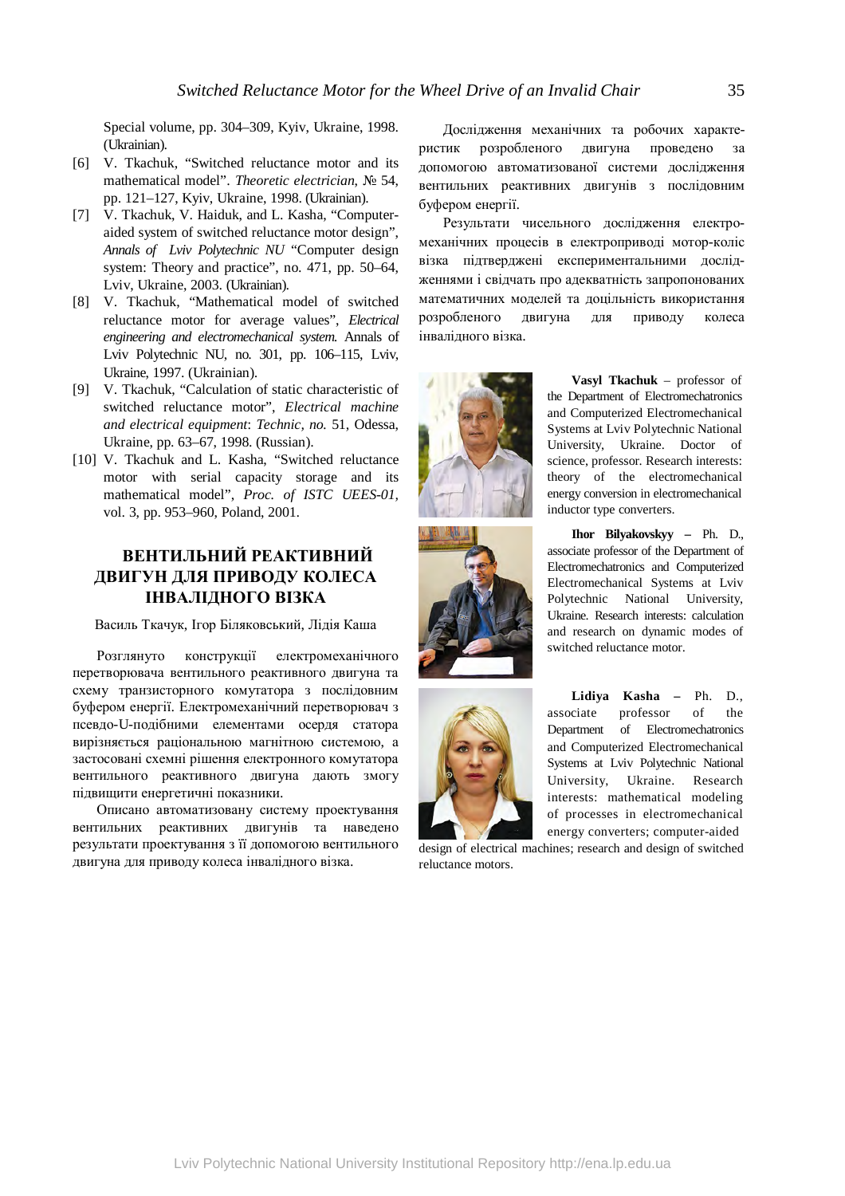Special volume, pp. 304–309, Kyiv, Ukraine, 1998. (Ukrainian).

[6] V. Tkachuk, "Switched reluctance motor and its mathematical model". *Theoretic electrician*, № 54, pp. 121–127, Kyiv, Ukraine, 1998. (Ukrainian).

[7] V. Tkachuk, V. Haiduk, and L. Kasha, "Computer-aided system of switched reluctance motor design", *Annals of Lviv Polytechnic NU* "Computer design system: Theory and practice", no. 471, pp. 50–64, Lviv, Ukraine, 2003. (Ukrainian).

[8] V. Tkachuk, "Mathematical model of switched reluctance motor for average values", *Electrical engineering and electromechanical system.* Annals of Lviv Polytechnic NU, no. 301, pp. 106–115, Lviv, Ukraine, 1997. (Ukrainian).

[9] V. Tkachuk, "Calculation of static characteristic of switched reluctance motor", *Electrical machine and electrical equipment*: *Technic, no.* 51, Odessa, Ukraine, pp. 63–67, 1998. (Russian).

[10] V. Tkachuk and L. Kasha, "Switched reluctance motor with serial capacity storage and its mathematical model", *Proc. of ISTC UEES-01,* vol. 3, pp. 953–960, Poland, 2001.

## ВЕНТИЛЬНИЙ РЕАКТИВНИЙ ДВИГУН ДЛЯ ПРИВОДУ КОЛЕСА ІНВАЛІДНОГО ВІЗКА

Василь Ткачук, Ігор Біляковський, Лідія Каша

Розглянуто конструкції електромеханічного перетворювача вентильного реактивного двигуна та схему транзисторного комутатора з послідовним буфером енергії. Електромеханічний перетворювач з псевдо-U-подібними елементами осердя статора вирізняється раціональною магнітною системою, а застосовані схемні рішення електронного комутатора вентильного реактивного двигуна дають змогу підвищити енергетичні показники.

Описано автоматизовану систему проектування вентильних реактивних двигунів та наведено результати проектування з її допомогою вентильного двигуна для приводу колеса інвалідного візка.

Дослідження механічних та робочих характеристик розробленого двигуна проведено за допомогою автоматизованої системи дослідження вентильних реактивних двигунів з послідовним буфером енергії.

Результати чисельного дослідження електромеханічних процесів в електроприводі мотор-коліс візка підтверджені експериментальними дослідженнями і свідчать про адекватність запропонованих математичних моделей та доцільність використання розробленого двигуна для приводу колеса інвалідного візка.

**Vasyl Tkachuk** – professor of the Department of Electromechatronics and Computerized Electromechanical Systems at Lviv Polytechnic National University, Ukraine. Doctor of science, professor. Research interests: theory of the electromechanical energy conversion in electromechanical inductor type converters.

**Ihor Bilyakovskyy** – Ph. D., associate professor of the Department of Electromechatronics and Computerized Electromechanical Systems at Lviv Polytechnic National University, Ukraine. Research interests: calculation and research on dynamic modes of switched reluctance motor.

**Lidiya Kasha** – Ph. D., associate professor of the Department of Electromechatronics and Computerized Electromechanical Systems at Lviv Polytechnic National University, Ukraine. Research interests: mathematical modeling of processes in electromechanical energy converters; computer-aided design of electrical machines; research and design of switched reluctance motors.